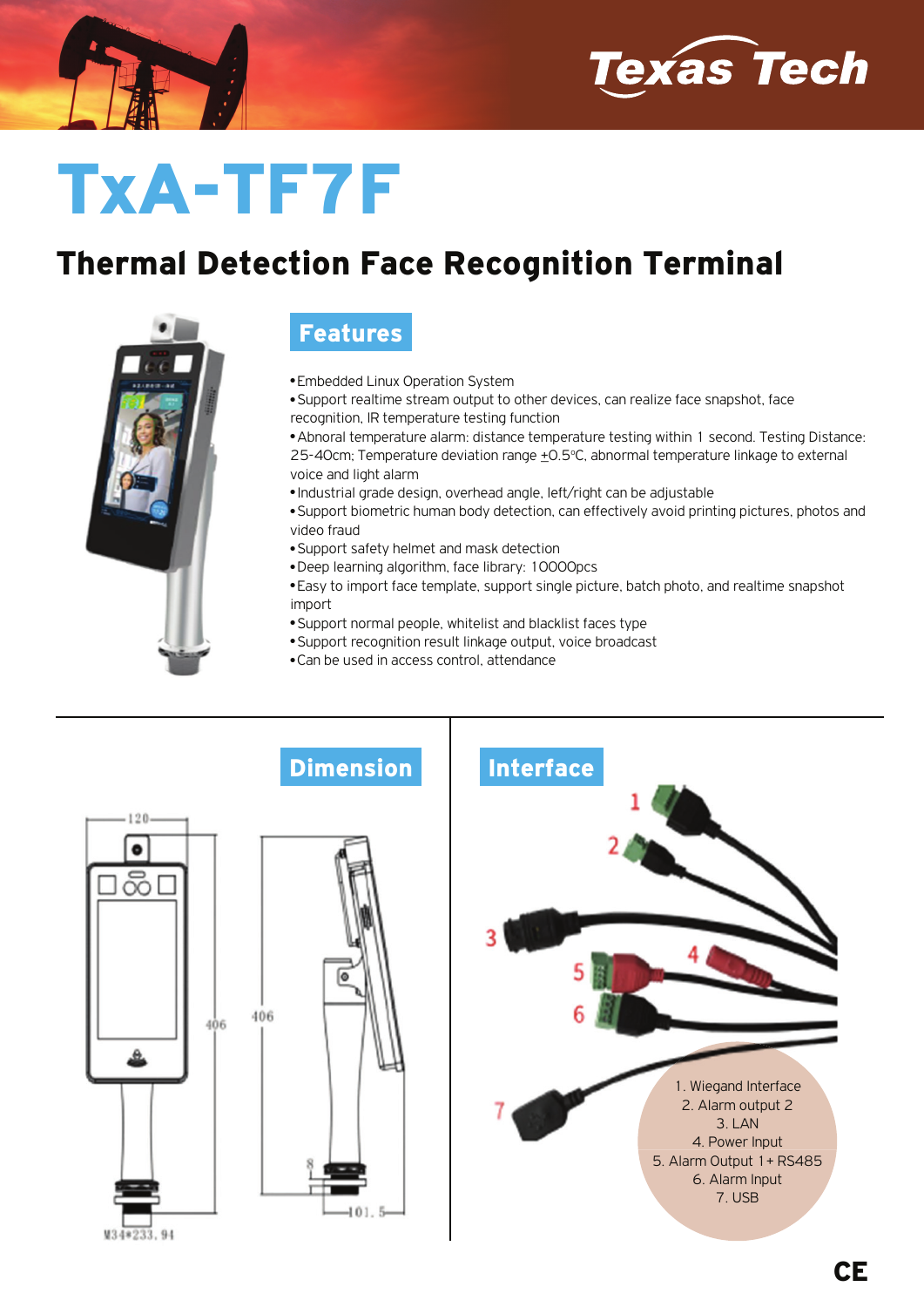Texas Tech

# TxA-TF7F

## Thermal Detection Face Recognition Terminal

### Features

- Embedded Linux Operation System
- Support realtime stream output to other devices, can realize face snapshot, face recognition, IR temperature testing function
- Abnoral temperature alarm: distance temperature testing within 1 second. Testing Distance: 25-40cm; Temperature deviation range ±0.5℃, abnormal temperature linkage to external voice and light alarm
- Industrial grade design, overhead angle, left/right can be adjustable
- Support biometric human body detection, can effectively avoid printing pictures, photos and video fraud
- Support safety helmet and mask detection
- Deep learning algorithm, face library: 10000pcs
- Easy to import face template, support single picture, batch photo, and realtime snapshot import
- Support normal people, whitelist and blacklist faces type
- Support recognition result linkage output, voice broadcast
- Can be used in access control, attendance

### Dimension

120
406
406
8
101.5
M34*233.94

### Interface

1. Wiegand Interface
2. Alarm output 2
3. LAN
4. Power Input
5. Alarm Output 1 + RS485
6. Alarm Input
7. USB

CE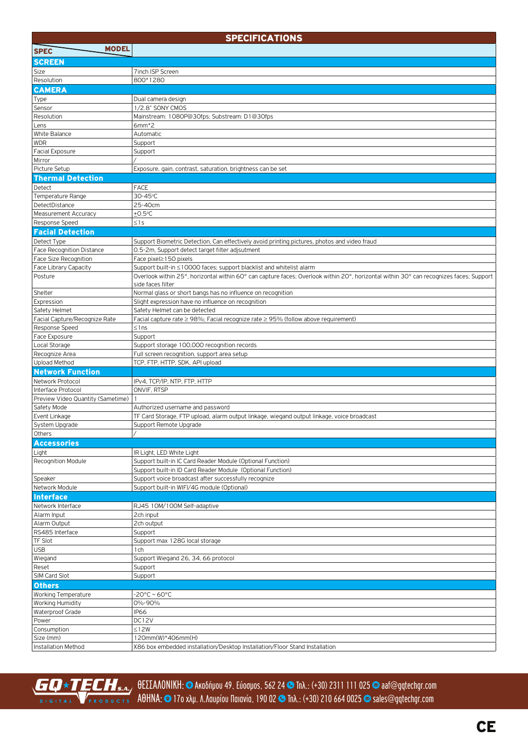## SPECIFICATIONS

| SPEC / MODEL | |
|---|---|
| **SCREEN** | |
| Size | 7inch ISP Screen |
| Resolution | 800*1280 |
| **CAMERA** | |
| Type | Dual camera design |
| Sensor | 1/2.8" SONY CMOS |
| Resolution | Mainstream: 1080P@30fps; Substream: D1@30fps |
| Lens | 6mm*2 |
| White Balance | Automatic |
| WDR | Support |
| Facial Exposure | Support |
| Mirror | / |
| Picture Setup | Exposure, gain, contrast, saturation, brightness can be set |
| **Thermal Detection** | |
| Detect | FACE |
| Temperature Range | 30-45℃ |
| DetectDistance | 25-40cm |
| Measurement Accuracy | ±0.5℃ |
| Response Speed | ≤1s |
| **Facial Detection** | |
| Detect Type | Support Biometric Detection, Can effectively avoid printing pictures, photos and video fraud |
| Face Recognition Distance | 0.5-2m, Support detect target filter adjsutment |
| Face Size Recognition | Face pixel≥150 pixels |
| Face Library Capacity | Support built-in ≤10000 faces; support blacklist and whitelist alarm |
| Posture | Overlook within 25°, horizontal within 60° can capture faces; Overlook within 20°, horizontal within 30° can recognizes faces; Support side faces filter |
| Shelter | Normal glass or short bangs has no influence on recognition |
| Expression | Slight expression have no influence on recognition |
| Safety Helmet | Safety Helmet can be detected |
| Facial Capture/Recognize Rate | Facial capture rate ≥ 98%; Facial recognize rate ≥ 95% (follow above requirement) |
| Response Speed | ≤1ns |
| Face Exposure | Support |
| Local Storage | Support storage 100,000 recognition records |
| Recognize Area | Full screen recognition, support area setup |
| Upload Method | TCP, FTP, HTTP, SDK, API upload |
| **Network Function** | |
| Network Protocol | IPv4, TCP/IP, NTP, FTP, HTTP |
| Interface Protocol | ONVIF, RTSP |
| Preview Video Quantity (Sametime) | 1 |
| Safety Mode | Authorized username and password |
| Event Linkage | TF Card Storage, FTP upload, alarm output linkage, wiegand output linkage, voice broadcast |
| System Upgrade | Support Remote Upgrade |
| Others | / |
| **Accessories** | |
| Light | IR Light, LED White Light |
| Recognition Module | Support built-in IC Card Reader Module (Optional Function) |
| | Support built-in ID Card Reader Module (Optional Function) |
| Speaker | Support voice broadcast after successfully recognize |
| Network Module | Support built-in WIFI/4G module (Optional) |
| **Interface** | |
| Network Interface | RJ45 10M/100M Self-adaptive |
| Alarm Input | 2ch input |
| Alarm Output | 2ch output |
| RS485 Interface | Support |
| TF Slot | Support max 128G local storage |
| USB | 1ch |
| Wiegand | Support Wiegand 26, 34, 66 protocol |
| Reset | Support |
| SIM Card Slot | Support |
| **Others** | |
| Working Temperature | -20°C ~ 60°C |
| Working Humidity | 0%-90% |
| Waterproof Grade | IP66 |
| Power | DC12V |
| Consumption | ≤12W |
| Size (mm) | 120mm(W)*406mm(H) |
| Installation Method | X86 box embedded installation/Desktop Installation/Floor Stand Installation |

GQ★TECH S.A. DIGITAL PRODUCTS

ΘΕΣΣΑΛΟΝΙΚΗ: Ακαδήμου 49, Εύοσμος, 562 24 Τηλ.: (+30) 2311 111 025 aaf@gqtechgr.com
ΑΘΗΝΑ: 17ο χλμ. Λ.Λαυρίου Παιανία, 190 02 Τηλ.: (+30) 210 664 0025 sales@gqtechgr.com

CE